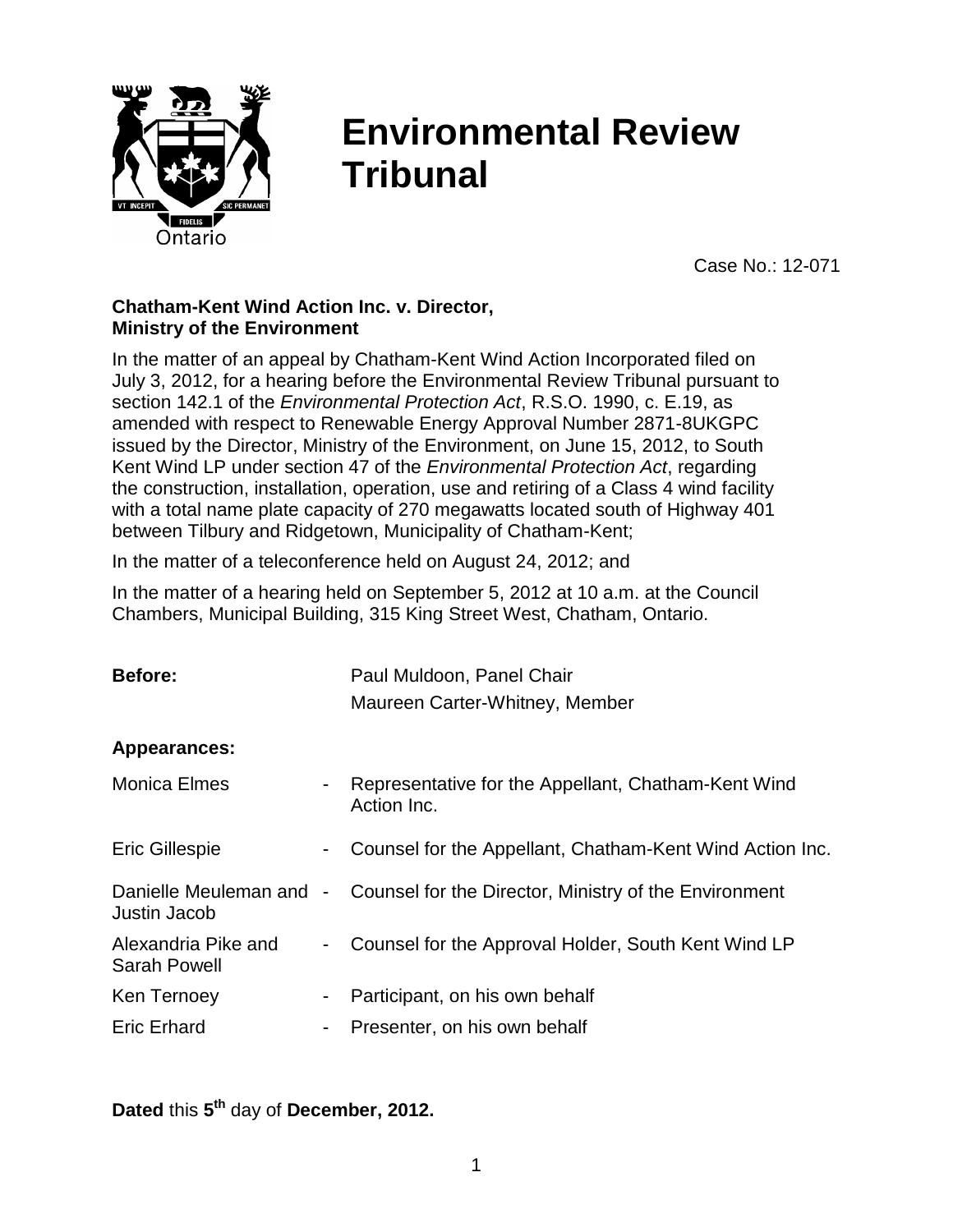# Environmental Review Tribunal

Case No.: 12-071

**Chatham-Kent Wind Action Inc. v. Director, Ministry of the Environment**

In the matter of an appeal by Chatham-Kent Wind Action Incorporated filed on July 3, 2012, for a hearing before the Environmental Review Tribunal pursuant to section 142.1 of the *Environmental Protection Act*, R.S.O. 1990, c. E.19, as amended with respect to Renewable Energy Approval Number 2871-8UKGPC issued by the Director, Ministry of the Environment, on June 15, 2012, to South Kent Wind LP under section 47 of the *Environmental Protection Act*, regarding the construction, installation, operation, use and retiring of a Class 4 wind facility with a total name plate capacity of 270 megawatts located south of Highway 401 between Tilbury and Ridgetown, Municipality of Chatham-Kent;

In the matter of a teleconference held on August 24, 2012; and

In the matter of a hearing held on September 5, 2012 at 10 a.m. at the Council Chambers, Municipal Building, 315 King Street West, Chatham, Ontario.

**Before:** Paul Muldoon, Panel Chair
Maureen Carter-Whitney, Member

**Appearances:**

| | | |
|---|---|---|
| Monica Elmes | - | Representative for the Appellant, Chatham-Kent Wind Action Inc. |
| Eric Gillespie | - | Counsel for the Appellant, Chatham-Kent Wind Action Inc. |
| Danielle Meuleman and Justin Jacob | - | Counsel for the Director, Ministry of the Environment |
| Alexandria Pike and Sarah Powell | - | Counsel for the Approval Holder, South Kent Wind LP |
| Ken Ternoey | - | Participant, on his own behalf |
| Eric Erhard | - | Presenter, on his own behalf |

**Dated** this **5th** day of **December, 2012.**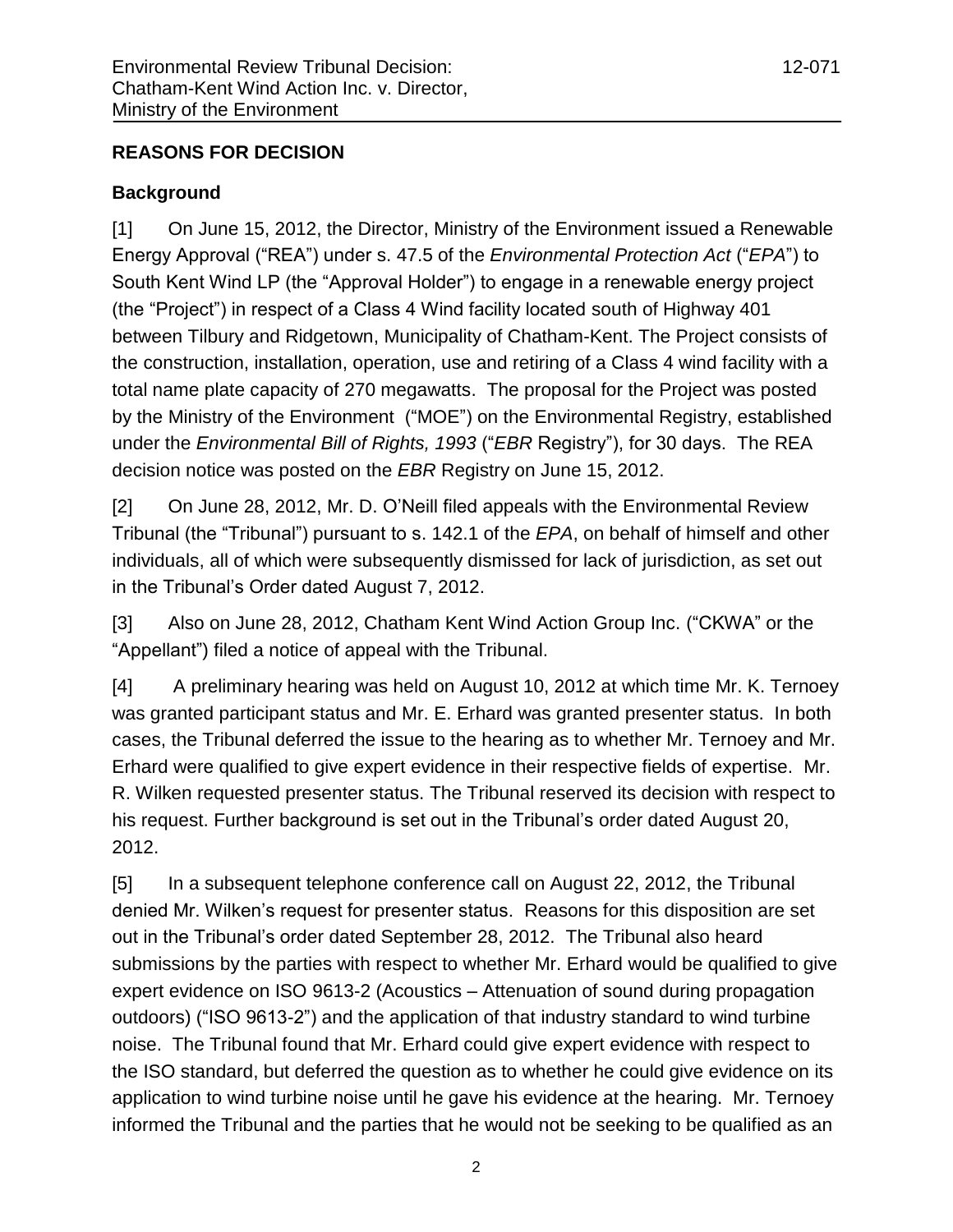## REASONS FOR DECISION

### Background

[1] On June 15, 2012, the Director, Ministry of the Environment issued a Renewable Energy Approval ("REA") under s. 47.5 of the *Environmental Protection Act* ("*EPA*") to South Kent Wind LP (the "Approval Holder") to engage in a renewable energy project (the "Project") in respect of a Class 4 Wind facility located south of Highway 401 between Tilbury and Ridgetown, Municipality of Chatham-Kent. The Project consists of the construction, installation, operation, use and retiring of a Class 4 wind facility with a total name plate capacity of 270 megawatts. The proposal for the Project was posted by the Ministry of the Environment ("MOE") on the Environmental Registry, established under the *Environmental Bill of Rights, 1993* ("*EBR* Registry"), for 30 days. The REA decision notice was posted on the *EBR* Registry on June 15, 2012.

[2] On June 28, 2012, Mr. D. O'Neill filed appeals with the Environmental Review Tribunal (the "Tribunal") pursuant to s. 142.1 of the *EPA*, on behalf of himself and other individuals, all of which were subsequently dismissed for lack of jurisdiction, as set out in the Tribunal's Order dated August 7, 2012.

[3] Also on June 28, 2012, Chatham Kent Wind Action Group Inc. ("CKWA" or the "Appellant") filed a notice of appeal with the Tribunal.

[4] A preliminary hearing was held on August 10, 2012 at which time Mr. K. Ternoey was granted participant status and Mr. E. Erhard was granted presenter status. In both cases, the Tribunal deferred the issue to the hearing as to whether Mr. Ternoey and Mr. Erhard were qualified to give expert evidence in their respective fields of expertise. Mr. R. Wilken requested presenter status. The Tribunal reserved its decision with respect to his request. Further background is set out in the Tribunal's order dated August 20, 2012.

[5] In a subsequent telephone conference call on August 22, 2012, the Tribunal denied Mr. Wilken's request for presenter status. Reasons for this disposition are set out in the Tribunal's order dated September 28, 2012. The Tribunal also heard submissions by the parties with respect to whether Mr. Erhard would be qualified to give expert evidence on ISO 9613-2 (Acoustics – Attenuation of sound during propagation outdoors) ("ISO 9613-2") and the application of that industry standard to wind turbine noise. The Tribunal found that Mr. Erhard could give expert evidence with respect to the ISO standard, but deferred the question as to whether he could give evidence on its application to wind turbine noise until he gave his evidence at the hearing. Mr. Ternoey informed the Tribunal and the parties that he would not be seeking to be qualified as an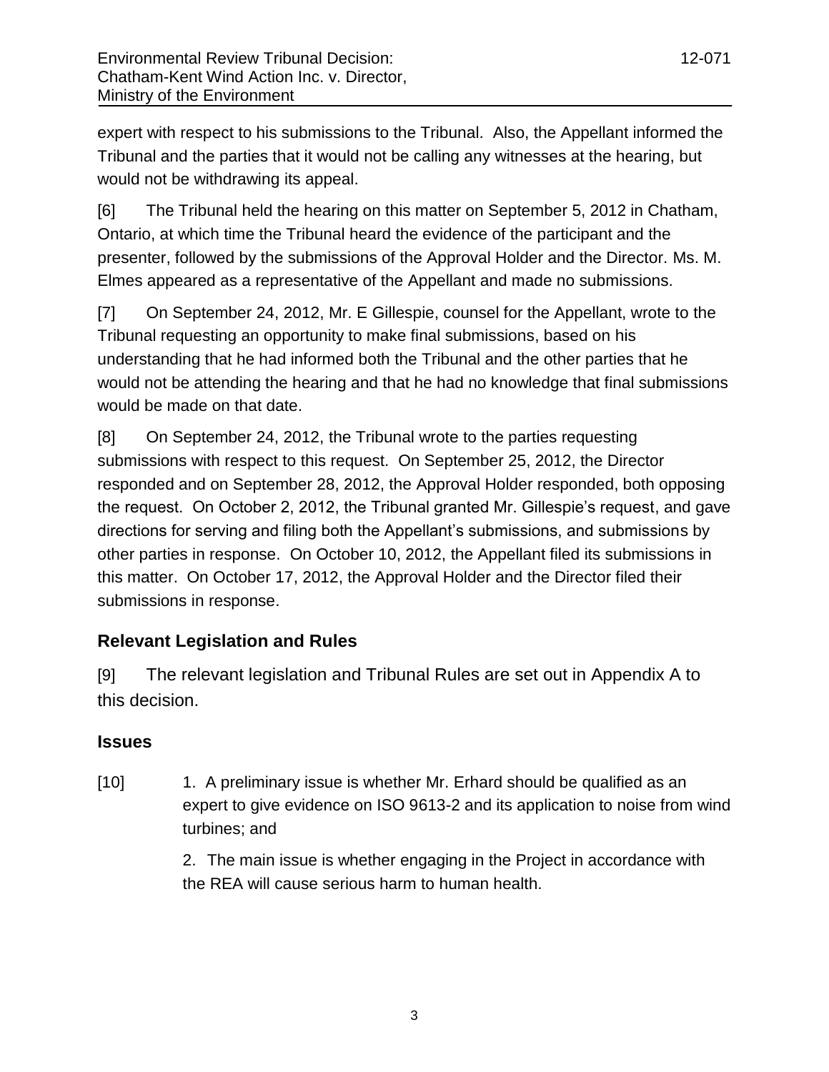expert with respect to his submissions to the Tribunal. Also, the Appellant informed the Tribunal and the parties that it would not be calling any witnesses at the hearing, but would not be withdrawing its appeal.

[6] The Tribunal held the hearing on this matter on September 5, 2012 in Chatham, Ontario, at which time the Tribunal heard the evidence of the participant and the presenter, followed by the submissions of the Approval Holder and the Director. Ms. M. Elmes appeared as a representative of the Appellant and made no submissions.

[7] On September 24, 2012, Mr. E Gillespie, counsel for the Appellant, wrote to the Tribunal requesting an opportunity to make final submissions, based on his understanding that he had informed both the Tribunal and the other parties that he would not be attending the hearing and that he had no knowledge that final submissions would be made on that date.

[8] On September 24, 2012, the Tribunal wrote to the parties requesting submissions with respect to this request. On September 25, 2012, the Director responded and on September 28, 2012, the Approval Holder responded, both opposing the request. On October 2, 2012, the Tribunal granted Mr. Gillespie's request, and gave directions for serving and filing both the Appellant's submissions, and submissions by other parties in response. On October 10, 2012, the Appellant filed its submissions in this matter. On October 17, 2012, the Approval Holder and the Director filed their submissions in response.

## Relevant Legislation and Rules

[9] The relevant legislation and Tribunal Rules are set out in Appendix A to this decision.

## Issues

[10] 1. A preliminary issue is whether Mr. Erhard should be qualified as an expert to give evidence on ISO 9613-2 and its application to noise from wind turbines; and

2. The main issue is whether engaging in the Project in accordance with the REA will cause serious harm to human health.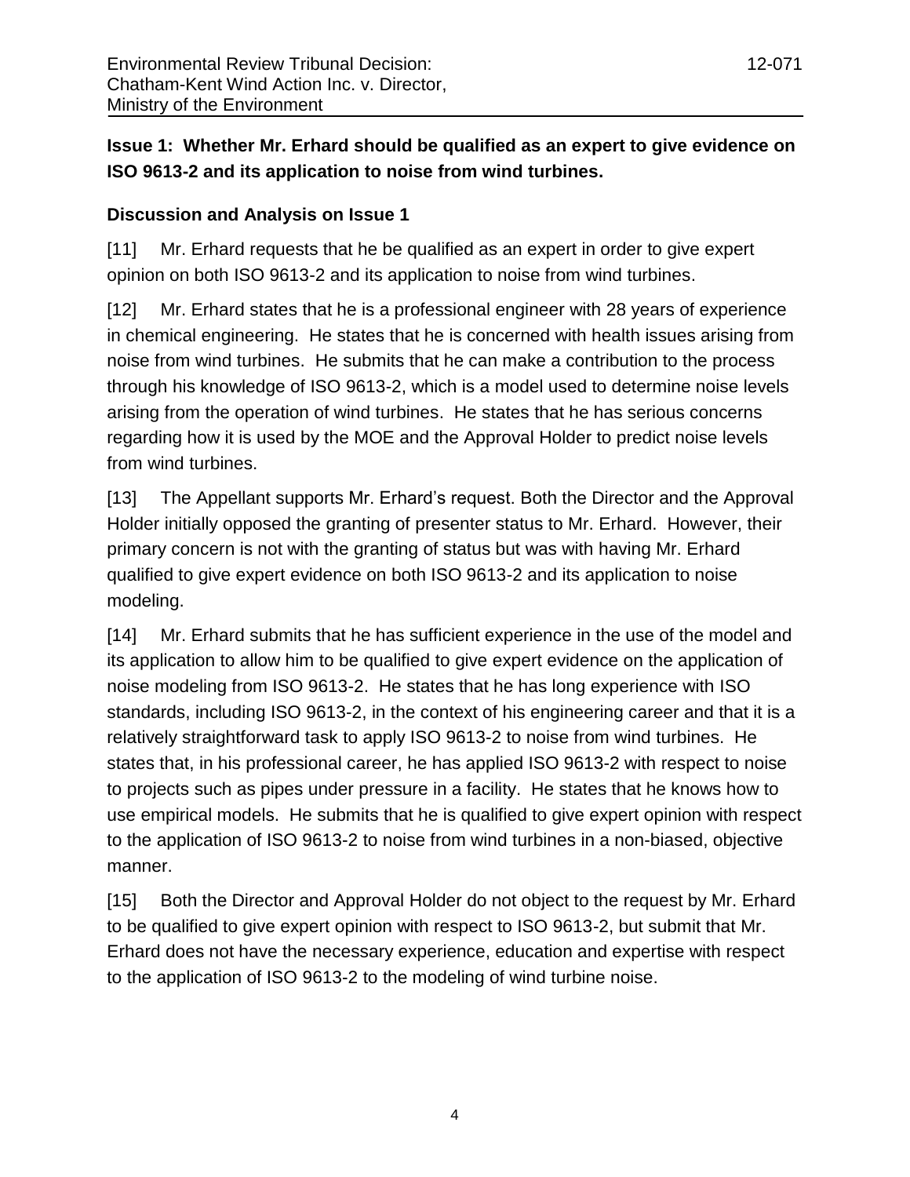**Issue 1: Whether Mr. Erhard should be qualified as an expert to give evidence on ISO 9613-2 and its application to noise from wind turbines.**

**Discussion and Analysis on Issue 1**

[11] Mr. Erhard requests that he be qualified as an expert in order to give expert opinion on both ISO 9613-2 and its application to noise from wind turbines.

[12] Mr. Erhard states that he is a professional engineer with 28 years of experience in chemical engineering. He states that he is concerned with health issues arising from noise from wind turbines. He submits that he can make a contribution to the process through his knowledge of ISO 9613-2, which is a model used to determine noise levels arising from the operation of wind turbines. He states that he has serious concerns regarding how it is used by the MOE and the Approval Holder to predict noise levels from wind turbines.

[13] The Appellant supports Mr. Erhard's request. Both the Director and the Approval Holder initially opposed the granting of presenter status to Mr. Erhard. However, their primary concern is not with the granting of status but was with having Mr. Erhard qualified to give expert evidence on both ISO 9613-2 and its application to noise modeling.

[14] Mr. Erhard submits that he has sufficient experience in the use of the model and its application to allow him to be qualified to give expert evidence on the application of noise modeling from ISO 9613-2. He states that he has long experience with ISO standards, including ISO 9613-2, in the context of his engineering career and that it is a relatively straightforward task to apply ISO 9613-2 to noise from wind turbines. He states that, in his professional career, he has applied ISO 9613-2 with respect to noise to projects such as pipes under pressure in a facility. He states that he knows how to use empirical models. He submits that he is qualified to give expert opinion with respect to the application of ISO 9613-2 to noise from wind turbines in a non-biased, objective manner.

[15] Both the Director and Approval Holder do not object to the request by Mr. Erhard to be qualified to give expert opinion with respect to ISO 9613-2, but submit that Mr. Erhard does not have the necessary experience, education and expertise with respect to the application of ISO 9613-2 to the modeling of wind turbine noise.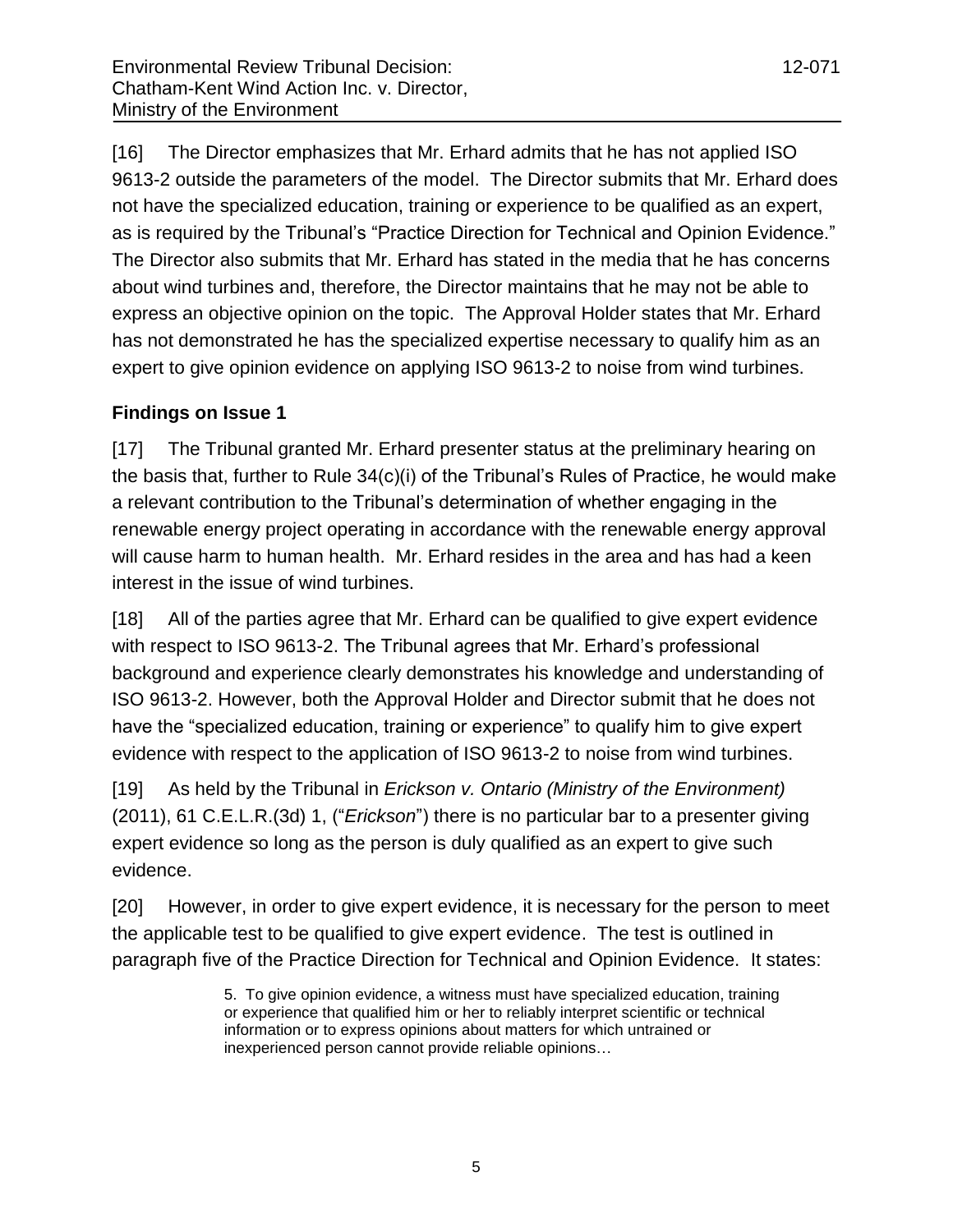[16] The Director emphasizes that Mr. Erhard admits that he has not applied ISO 9613-2 outside the parameters of the model. The Director submits that Mr. Erhard does not have the specialized education, training or experience to be qualified as an expert, as is required by the Tribunal's "Practice Direction for Technical and Opinion Evidence." The Director also submits that Mr. Erhard has stated in the media that he has concerns about wind turbines and, therefore, the Director maintains that he may not be able to express an objective opinion on the topic. The Approval Holder states that Mr. Erhard has not demonstrated he has the specialized expertise necessary to qualify him as an expert to give opinion evidence on applying ISO 9613-2 to noise from wind turbines.

### Findings on Issue 1

[17] The Tribunal granted Mr. Erhard presenter status at the preliminary hearing on the basis that, further to Rule 34(c)(i) of the Tribunal's Rules of Practice, he would make a relevant contribution to the Tribunal's determination of whether engaging in the renewable energy project operating in accordance with the renewable energy approval will cause harm to human health. Mr. Erhard resides in the area and has had a keen interest in the issue of wind turbines.

[18] All of the parties agree that Mr. Erhard can be qualified to give expert evidence with respect to ISO 9613-2. The Tribunal agrees that Mr. Erhard's professional background and experience clearly demonstrates his knowledge and understanding of ISO 9613-2. However, both the Approval Holder and Director submit that he does not have the "specialized education, training or experience" to qualify him to give expert evidence with respect to the application of ISO 9613-2 to noise from wind turbines.

[19] As held by the Tribunal in *Erickson v. Ontario (Ministry of the Environment)* (2011), 61 C.E.L.R.(3d) 1, ("*Erickson*") there is no particular bar to a presenter giving expert evidence so long as the person is duly qualified as an expert to give such evidence.

[20] However, in order to give expert evidence, it is necessary for the person to meet the applicable test to be qualified to give expert evidence. The test is outlined in paragraph five of the Practice Direction for Technical and Opinion Evidence. It states:

> 5. To give opinion evidence, a witness must have specialized education, training or experience that qualified him or her to reliably interpret scientific or technical information or to express opinions about matters for which untrained or inexperienced person cannot provide reliable opinions…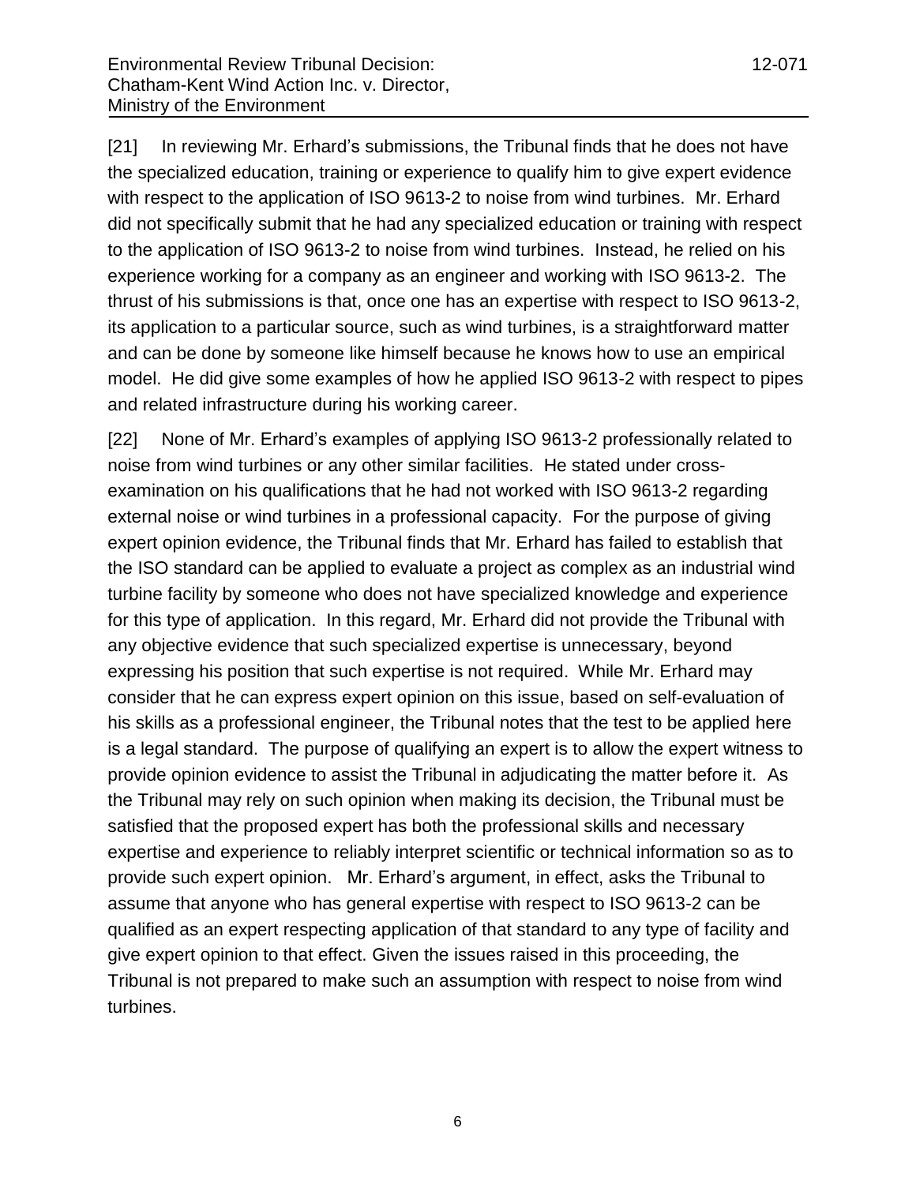[21] In reviewing Mr. Erhard's submissions, the Tribunal finds that he does not have the specialized education, training or experience to qualify him to give expert evidence with respect to the application of ISO 9613-2 to noise from wind turbines. Mr. Erhard did not specifically submit that he had any specialized education or training with respect to the application of ISO 9613-2 to noise from wind turbines. Instead, he relied on his experience working for a company as an engineer and working with ISO 9613-2. The thrust of his submissions is that, once one has an expertise with respect to ISO 9613-2, its application to a particular source, such as wind turbines, is a straightforward matter and can be done by someone like himself because he knows how to use an empirical model. He did give some examples of how he applied ISO 9613-2 with respect to pipes and related infrastructure during his working career.

[22] None of Mr. Erhard's examples of applying ISO 9613-2 professionally related to noise from wind turbines or any other similar facilities. He stated under cross-examination on his qualifications that he had not worked with ISO 9613-2 regarding external noise or wind turbines in a professional capacity. For the purpose of giving expert opinion evidence, the Tribunal finds that Mr. Erhard has failed to establish that the ISO standard can be applied to evaluate a project as complex as an industrial wind turbine facility by someone who does not have specialized knowledge and experience for this type of application. In this regard, Mr. Erhard did not provide the Tribunal with any objective evidence that such specialized expertise is unnecessary, beyond expressing his position that such expertise is not required. While Mr. Erhard may consider that he can express expert opinion on this issue, based on self-evaluation of his skills as a professional engineer, the Tribunal notes that the test to be applied here is a legal standard. The purpose of qualifying an expert is to allow the expert witness to provide opinion evidence to assist the Tribunal in adjudicating the matter before it. As the Tribunal may rely on such opinion when making its decision, the Tribunal must be satisfied that the proposed expert has both the professional skills and necessary expertise and experience to reliably interpret scientific or technical information so as to provide such expert opinion. Mr. Erhard's argument, in effect, asks the Tribunal to assume that anyone who has general expertise with respect to ISO 9613-2 can be qualified as an expert respecting application of that standard to any type of facility and give expert opinion to that effect. Given the issues raised in this proceeding, the Tribunal is not prepared to make such an assumption with respect to noise from wind turbines.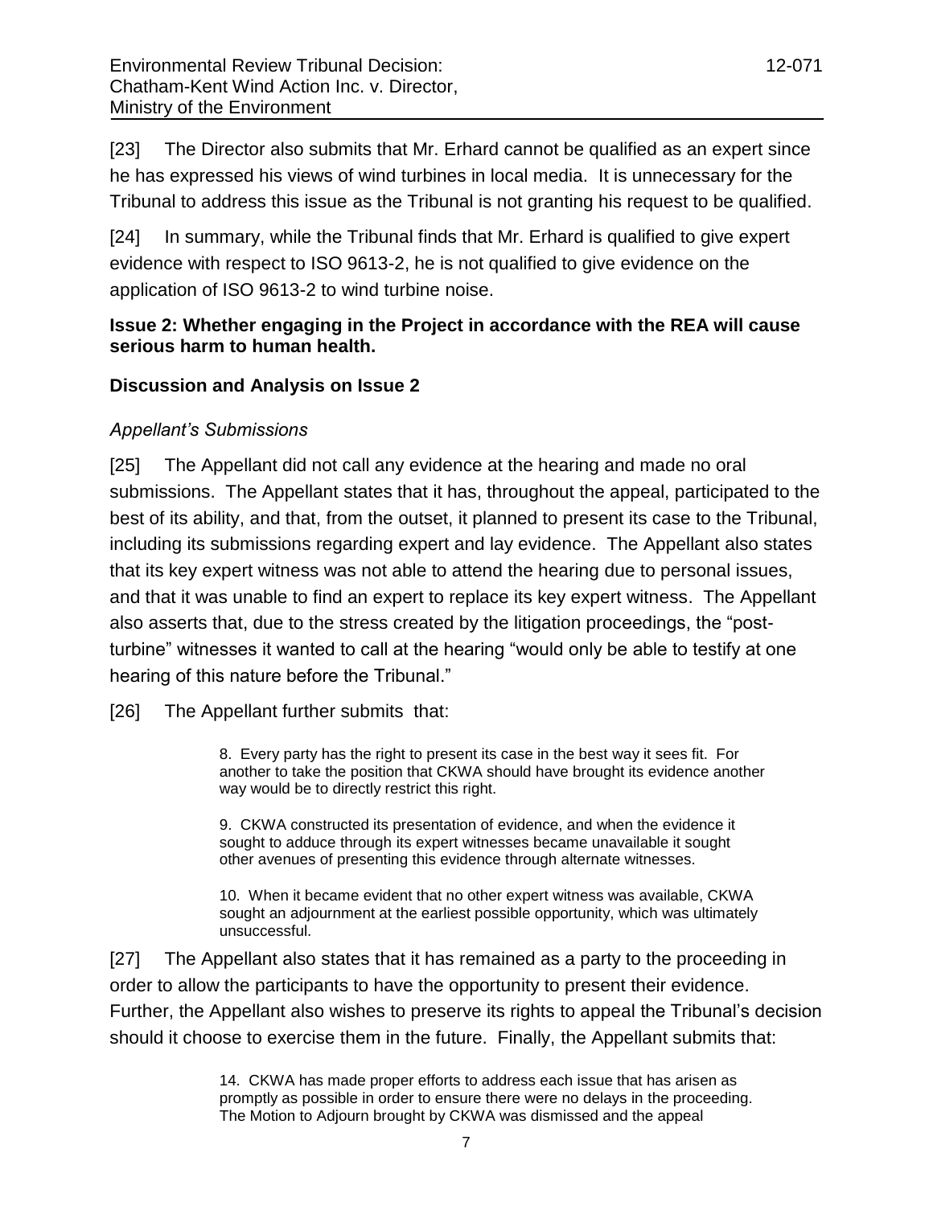[23] The Director also submits that Mr. Erhard cannot be qualified as an expert since he has expressed his views of wind turbines in local media. It is unnecessary for the Tribunal to address this issue as the Tribunal is not granting his request to be qualified.

[24] In summary, while the Tribunal finds that Mr. Erhard is qualified to give expert evidence with respect to ISO 9613-2, he is not qualified to give evidence on the application of ISO 9613-2 to wind turbine noise.

**Issue 2: Whether engaging in the Project in accordance with the REA will cause serious harm to human health.**

**Discussion and Analysis on Issue 2**

*Appellant's Submissions*

[25] The Appellant did not call any evidence at the hearing and made no oral submissions. The Appellant states that it has, throughout the appeal, participated to the best of its ability, and that, from the outset, it planned to present its case to the Tribunal, including its submissions regarding expert and lay evidence. The Appellant also states that its key expert witness was not able to attend the hearing due to personal issues, and that it was unable to find an expert to replace its key expert witness. The Appellant also asserts that, due to the stress created by the litigation proceedings, the "post-turbine" witnesses it wanted to call at the hearing "would only be able to testify at one hearing of this nature before the Tribunal."

[26] The Appellant further submits that:

> 8. Every party has the right to present its case in the best way it sees fit. For another to take the position that CKWA should have brought its evidence another way would be to directly restrict this right.
>
> 9. CKWA constructed its presentation of evidence, and when the evidence it sought to adduce through its expert witnesses became unavailable it sought other avenues of presenting this evidence through alternate witnesses.
>
> 10. When it became evident that no other expert witness was available, CKWA sought an adjournment at the earliest possible opportunity, which was ultimately unsuccessful.

[27] The Appellant also states that it has remained as a party to the proceeding in order to allow the participants to have the opportunity to present their evidence. Further, the Appellant also wishes to preserve its rights to appeal the Tribunal's decision should it choose to exercise them in the future. Finally, the Appellant submits that:

> 14. CKWA has made proper efforts to address each issue that has arisen as promptly as possible in order to ensure there were no delays in the proceeding. The Motion to Adjourn brought by CKWA was dismissed and the appeal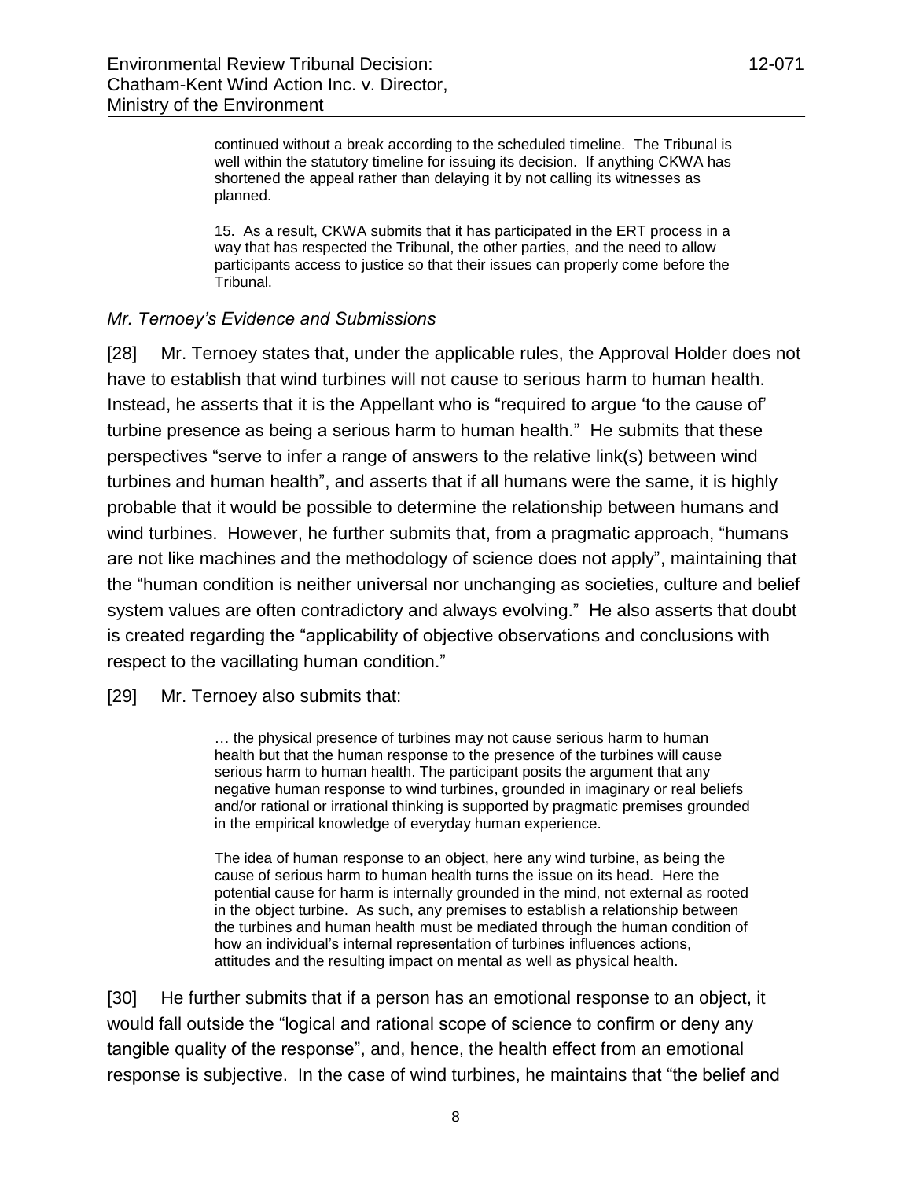> continued without a break according to the scheduled timeline. The Tribunal is well within the statutory timeline for issuing its decision. If anything CKWA has shortened the appeal rather than delaying it by not calling its witnesses as planned.
>
> 15. As a result, CKWA submits that it has participated in the ERT process in a way that has respected the Tribunal, the other parties, and the need to allow participants access to justice so that their issues can properly come before the Tribunal.

### *Mr. Ternoey's Evidence and Submissions*

[28] Mr. Ternoey states that, under the applicable rules, the Approval Holder does not have to establish that wind turbines will not cause to serious harm to human health. Instead, he asserts that it is the Appellant who is "required to argue 'to the cause of' turbine presence as being a serious harm to human health." He submits that these perspectives "serve to infer a range of answers to the relative link(s) between wind turbines and human health", and asserts that if all humans were the same, it is highly probable that it would be possible to determine the relationship between humans and wind turbines. However, he further submits that, from a pragmatic approach, "humans are not like machines and the methodology of science does not apply", maintaining that the "human condition is neither universal nor unchanging as societies, culture and belief system values are often contradictory and always evolving." He also asserts that doubt is created regarding the "applicability of objective observations and conclusions with respect to the vacillating human condition."

[29] Mr. Ternoey also submits that:

> … the physical presence of turbines may not cause serious harm to human health but that the human response to the presence of the turbines will cause serious harm to human health. The participant posits the argument that any negative human response to wind turbines, grounded in imaginary or real beliefs and/or rational or irrational thinking is supported by pragmatic premises grounded in the empirical knowledge of everyday human experience.
>
> The idea of human response to an object, here any wind turbine, as being the cause of serious harm to human health turns the issue on its head. Here the potential cause for harm is internally grounded in the mind, not external as rooted in the object turbine. As such, any premises to establish a relationship between the turbines and human health must be mediated through the human condition of how an individual's internal representation of turbines influences actions, attitudes and the resulting impact on mental as well as physical health.

[30] He further submits that if a person has an emotional response to an object, it would fall outside the "logical and rational scope of science to confirm or deny any tangible quality of the response", and, hence, the health effect from an emotional response is subjective. In the case of wind turbines, he maintains that "the belief and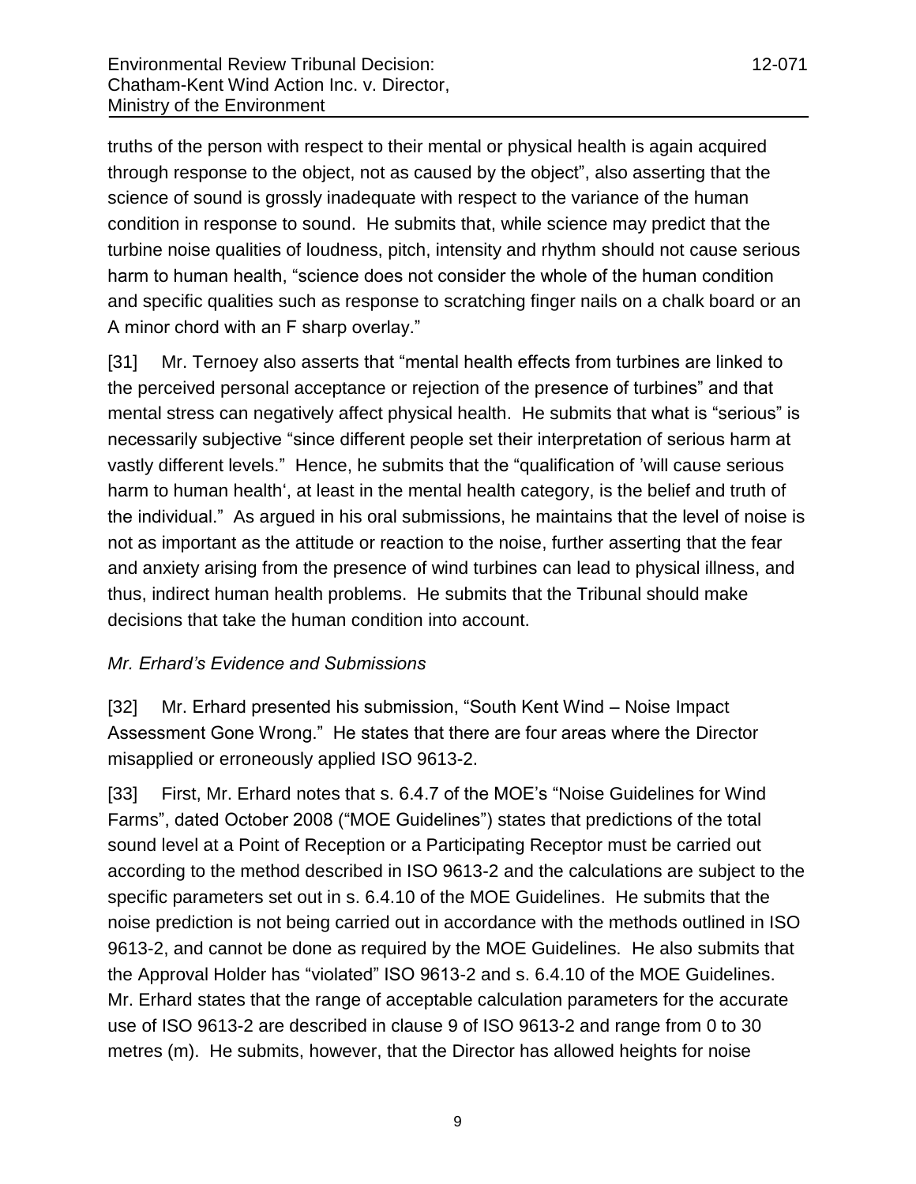truths of the person with respect to their mental or physical health is again acquired through response to the object, not as caused by the object", also asserting that the science of sound is grossly inadequate with respect to the variance of the human condition in response to sound. He submits that, while science may predict that the turbine noise qualities of loudness, pitch, intensity and rhythm should not cause serious harm to human health, "science does not consider the whole of the human condition and specific qualities such as response to scratching finger nails on a chalk board or an A minor chord with an F sharp overlay."

[31] Mr. Ternoey also asserts that "mental health effects from turbines are linked to the perceived personal acceptance or rejection of the presence of turbines" and that mental stress can negatively affect physical health. He submits that what is "serious" is necessarily subjective "since different people set their interpretation of serious harm at vastly different levels." Hence, he submits that the "qualification of 'will cause serious harm to human health', at least in the mental health category, is the belief and truth of the individual." As argued in his oral submissions, he maintains that the level of noise is not as important as the attitude or reaction to the noise, further asserting that the fear and anxiety arising from the presence of wind turbines can lead to physical illness, and thus, indirect human health problems. He submits that the Tribunal should make decisions that take the human condition into account.

*Mr. Erhard's Evidence and Submissions*

[32] Mr. Erhard presented his submission, "South Kent Wind – Noise Impact Assessment Gone Wrong." He states that there are four areas where the Director misapplied or erroneously applied ISO 9613-2.

[33] First, Mr. Erhard notes that s. 6.4.7 of the MOE's "Noise Guidelines for Wind Farms", dated October 2008 ("MOE Guidelines") states that predictions of the total sound level at a Point of Reception or a Participating Receptor must be carried out according to the method described in ISO 9613-2 and the calculations are subject to the specific parameters set out in s. 6.4.10 of the MOE Guidelines. He submits that the noise prediction is not being carried out in accordance with the methods outlined in ISO 9613-2, and cannot be done as required by the MOE Guidelines. He also submits that the Approval Holder has "violated" ISO 9613-2 and s. 6.4.10 of the MOE Guidelines. Mr. Erhard states that the range of acceptable calculation parameters for the accurate use of ISO 9613-2 are described in clause 9 of ISO 9613-2 and range from 0 to 30 metres (m). He submits, however, that the Director has allowed heights for noise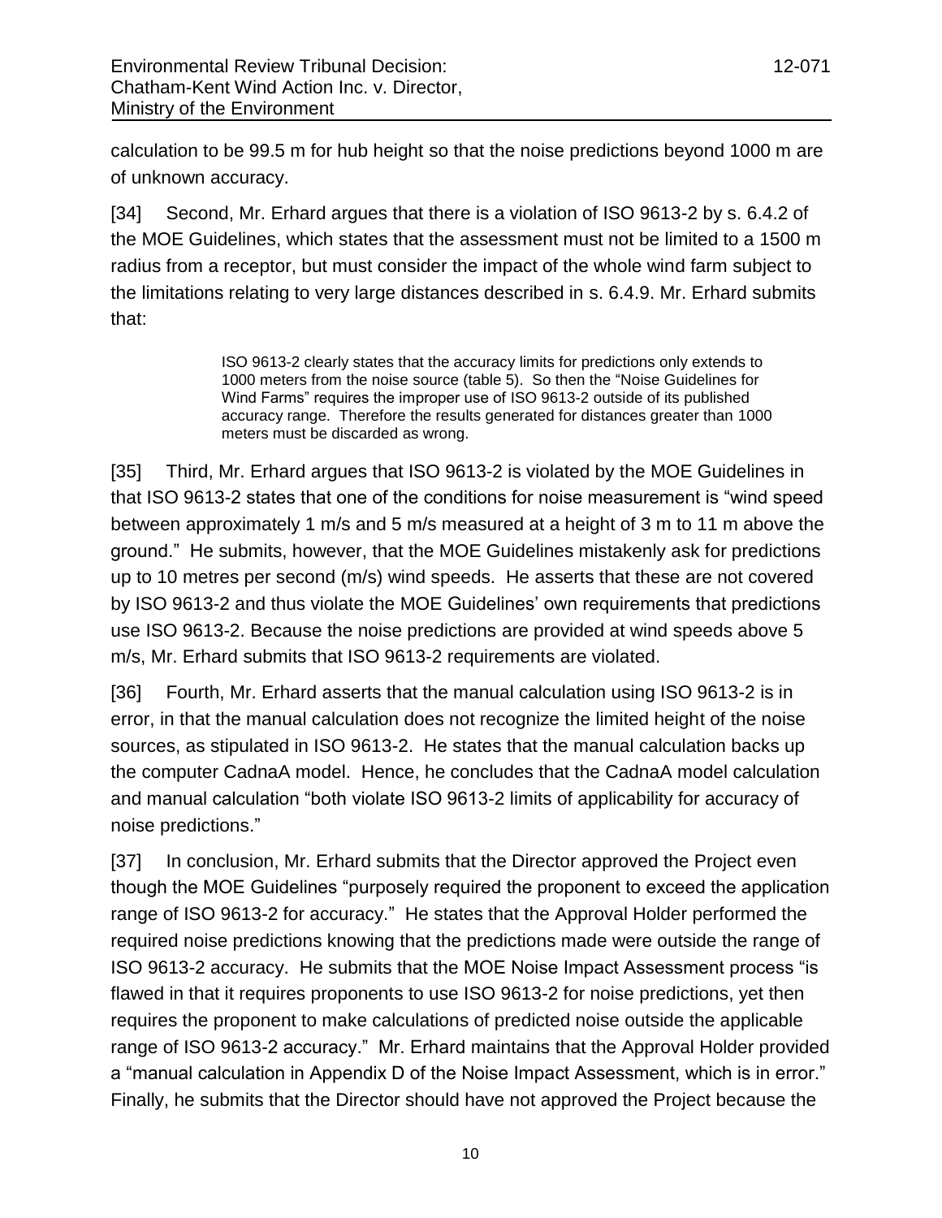calculation to be 99.5 m for hub height so that the noise predictions beyond 1000 m are of unknown accuracy.

[34] Second, Mr. Erhard argues that there is a violation of ISO 9613-2 by s. 6.4.2 of the MOE Guidelines, which states that the assessment must not be limited to a 1500 m radius from a receptor, but must consider the impact of the whole wind farm subject to the limitations relating to very large distances described in s. 6.4.9. Mr. Erhard submits that:

> ISO 9613-2 clearly states that the accuracy limits for predictions only extends to 1000 meters from the noise source (table 5). So then the "Noise Guidelines for Wind Farms" requires the improper use of ISO 9613-2 outside of its published accuracy range. Therefore the results generated for distances greater than 1000 meters must be discarded as wrong.

[35] Third, Mr. Erhard argues that ISO 9613-2 is violated by the MOE Guidelines in that ISO 9613-2 states that one of the conditions for noise measurement is "wind speed between approximately 1 m/s and 5 m/s measured at a height of 3 m to 11 m above the ground." He submits, however, that the MOE Guidelines mistakenly ask for predictions up to 10 metres per second (m/s) wind speeds. He asserts that these are not covered by ISO 9613-2 and thus violate the MOE Guidelines' own requirements that predictions use ISO 9613-2. Because the noise predictions are provided at wind speeds above 5 m/s, Mr. Erhard submits that ISO 9613-2 requirements are violated.

[36] Fourth, Mr. Erhard asserts that the manual calculation using ISO 9613-2 is in error, in that the manual calculation does not recognize the limited height of the noise sources, as stipulated in ISO 9613-2. He states that the manual calculation backs up the computer CadnaA model. Hence, he concludes that the CadnaA model calculation and manual calculation "both violate ISO 9613-2 limits of applicability for accuracy of noise predictions."

[37] In conclusion, Mr. Erhard submits that the Director approved the Project even though the MOE Guidelines "purposely required the proponent to exceed the application range of ISO 9613-2 for accuracy." He states that the Approval Holder performed the required noise predictions knowing that the predictions made were outside the range of ISO 9613-2 accuracy. He submits that the MOE Noise Impact Assessment process "is flawed in that it requires proponents to use ISO 9613-2 for noise predictions, yet then requires the proponent to make calculations of predicted noise outside the applicable range of ISO 9613-2 accuracy." Mr. Erhard maintains that the Approval Holder provided a "manual calculation in Appendix D of the Noise Impact Assessment, which is in error." Finally, he submits that the Director should have not approved the Project because the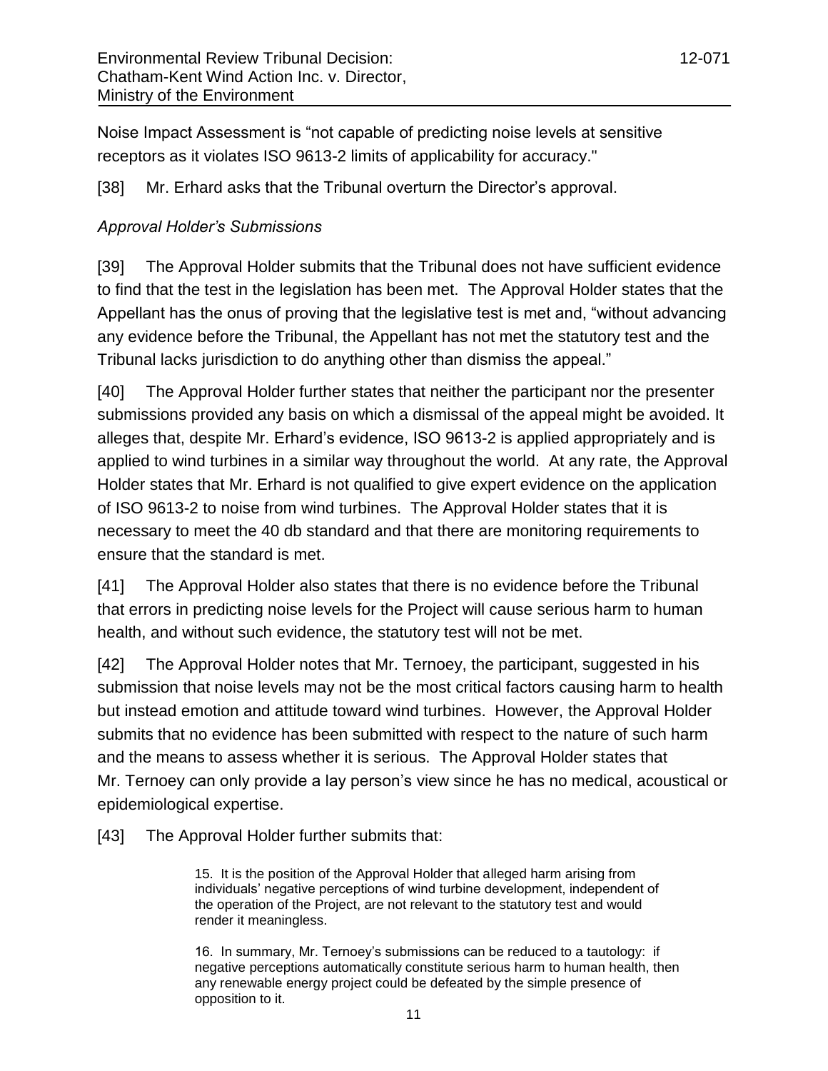Noise Impact Assessment is "not capable of predicting noise levels at sensitive receptors as it violates ISO 9613-2 limits of applicability for accuracy."

[38] Mr. Erhard asks that the Tribunal overturn the Director's approval.

*Approval Holder's Submissions*

[39] The Approval Holder submits that the Tribunal does not have sufficient evidence to find that the test in the legislation has been met. The Approval Holder states that the Appellant has the onus of proving that the legislative test is met and, "without advancing any evidence before the Tribunal, the Appellant has not met the statutory test and the Tribunal lacks jurisdiction to do anything other than dismiss the appeal."

[40] The Approval Holder further states that neither the participant nor the presenter submissions provided any basis on which a dismissal of the appeal might be avoided. It alleges that, despite Mr. Erhard's evidence, ISO 9613-2 is applied appropriately and is applied to wind turbines in a similar way throughout the world. At any rate, the Approval Holder states that Mr. Erhard is not qualified to give expert evidence on the application of ISO 9613-2 to noise from wind turbines. The Approval Holder states that it is necessary to meet the 40 db standard and that there are monitoring requirements to ensure that the standard is met.

[41] The Approval Holder also states that there is no evidence before the Tribunal that errors in predicting noise levels for the Project will cause serious harm to human health, and without such evidence, the statutory test will not be met.

[42] The Approval Holder notes that Mr. Ternoey, the participant, suggested in his submission that noise levels may not be the most critical factors causing harm to health but instead emotion and attitude toward wind turbines. However, the Approval Holder submits that no evidence has been submitted with respect to the nature of such harm and the means to assess whether it is serious. The Approval Holder states that Mr. Ternoey can only provide a lay person's view since he has no medical, acoustical or epidemiological expertise.

[43] The Approval Holder further submits that:

> 15. It is the position of the Approval Holder that alleged harm arising from individuals' negative perceptions of wind turbine development, independent of the operation of the Project, are not relevant to the statutory test and would render it meaningless.
>
> 16. In summary, Mr. Ternoey's submissions can be reduced to a tautology: if negative perceptions automatically constitute serious harm to human health, then any renewable energy project could be defeated by the simple presence of opposition to it.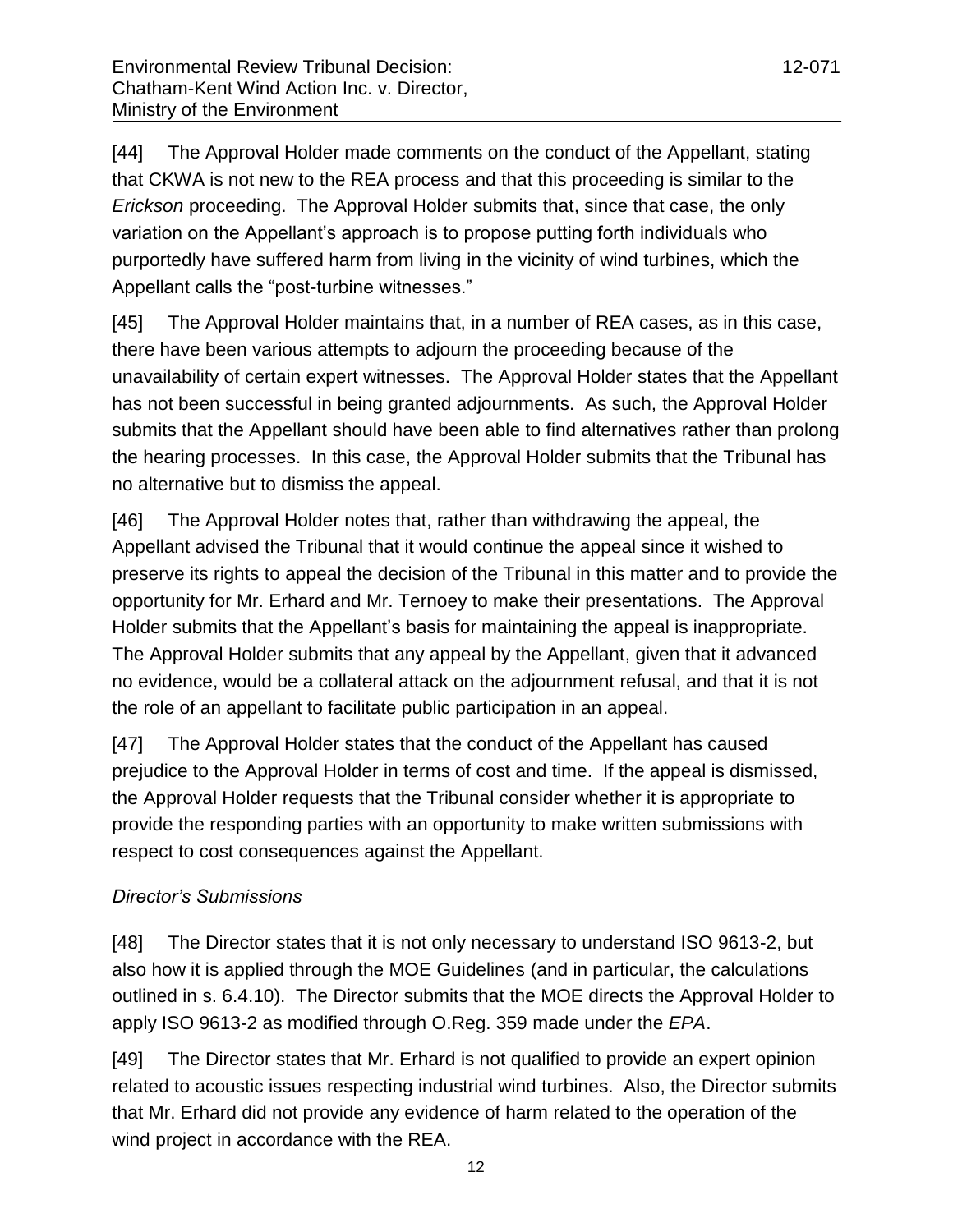[44] The Approval Holder made comments on the conduct of the Appellant, stating that CKWA is not new to the REA process and that this proceeding is similar to the *Erickson* proceeding. The Approval Holder submits that, since that case, the only variation on the Appellant's approach is to propose putting forth individuals who purportedly have suffered harm from living in the vicinity of wind turbines, which the Appellant calls the "post-turbine witnesses."

[45] The Approval Holder maintains that, in a number of REA cases, as in this case, there have been various attempts to adjourn the proceeding because of the unavailability of certain expert witnesses. The Approval Holder states that the Appellant has not been successful in being granted adjournments. As such, the Approval Holder submits that the Appellant should have been able to find alternatives rather than prolong the hearing processes. In this case, the Approval Holder submits that the Tribunal has no alternative but to dismiss the appeal.

[46] The Approval Holder notes that, rather than withdrawing the appeal, the Appellant advised the Tribunal that it would continue the appeal since it wished to preserve its rights to appeal the decision of the Tribunal in this matter and to provide the opportunity for Mr. Erhard and Mr. Ternoey to make their presentations. The Approval Holder submits that the Appellant's basis for maintaining the appeal is inappropriate. The Approval Holder submits that any appeal by the Appellant, given that it advanced no evidence, would be a collateral attack on the adjournment refusal, and that it is not the role of an appellant to facilitate public participation in an appeal.

[47] The Approval Holder states that the conduct of the Appellant has caused prejudice to the Approval Holder in terms of cost and time. If the appeal is dismissed, the Approval Holder requests that the Tribunal consider whether it is appropriate to provide the responding parties with an opportunity to make written submissions with respect to cost consequences against the Appellant.

*Director's Submissions*

[48] The Director states that it is not only necessary to understand ISO 9613-2, but also how it is applied through the MOE Guidelines (and in particular, the calculations outlined in s. 6.4.10). The Director submits that the MOE directs the Approval Holder to apply ISO 9613-2 as modified through O.Reg. 359 made under the *EPA*.

[49] The Director states that Mr. Erhard is not qualified to provide an expert opinion related to acoustic issues respecting industrial wind turbines. Also, the Director submits that Mr. Erhard did not provide any evidence of harm related to the operation of the wind project in accordance with the REA.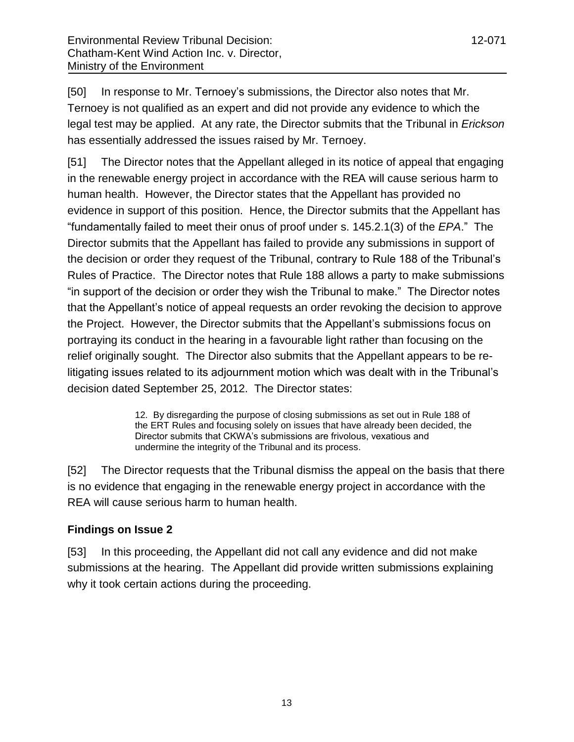[50] In response to Mr. Ternoey's submissions, the Director also notes that Mr. Ternoey is not qualified as an expert and did not provide any evidence to which the legal test may be applied. At any rate, the Director submits that the Tribunal in *Erickson* has essentially addressed the issues raised by Mr. Ternoey.

[51] The Director notes that the Appellant alleged in its notice of appeal that engaging in the renewable energy project in accordance with the REA will cause serious harm to human health. However, the Director states that the Appellant has provided no evidence in support of this position. Hence, the Director submits that the Appellant has "fundamentally failed to meet their onus of proof under s. 145.2.1(3) of the *EPA*." The Director submits that the Appellant has failed to provide any submissions in support of the decision or order they request of the Tribunal, contrary to Rule 188 of the Tribunal's Rules of Practice. The Director notes that Rule 188 allows a party to make submissions "in support of the decision or order they wish the Tribunal to make." The Director notes that the Appellant's notice of appeal requests an order revoking the decision to approve the Project. However, the Director submits that the Appellant's submissions focus on portraying its conduct in the hearing in a favourable light rather than focusing on the relief originally sought. The Director also submits that the Appellant appears to be re-litigating issues related to its adjournment motion which was dealt with in the Tribunal's decision dated September 25, 2012. The Director states:

> 12. By disregarding the purpose of closing submissions as set out in Rule 188 of the ERT Rules and focusing solely on issues that have already been decided, the Director submits that CKWA's submissions are frivolous, vexatious and undermine the integrity of the Tribunal and its process.

[52] The Director requests that the Tribunal dismiss the appeal on the basis that there is no evidence that engaging in the renewable energy project in accordance with the REA will cause serious harm to human health.

## Findings on Issue 2

[53] In this proceeding, the Appellant did not call any evidence and did not make submissions at the hearing. The Appellant did provide written submissions explaining why it took certain actions during the proceeding.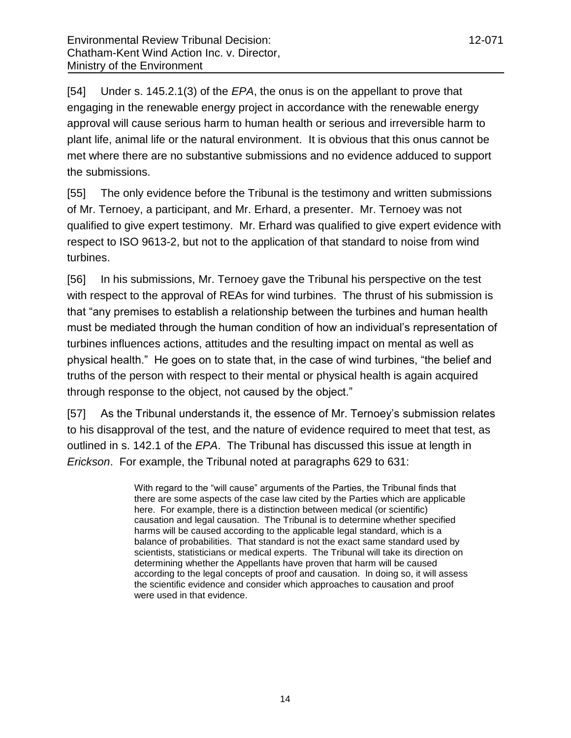[54] Under s. 145.2.1(3) of the *EPA*, the onus is on the appellant to prove that engaging in the renewable energy project in accordance with the renewable energy approval will cause serious harm to human health or serious and irreversible harm to plant life, animal life or the natural environment. It is obvious that this onus cannot be met where there are no substantive submissions and no evidence adduced to support the submissions.

[55] The only evidence before the Tribunal is the testimony and written submissions of Mr. Ternoey, a participant, and Mr. Erhard, a presenter. Mr. Ternoey was not qualified to give expert testimony. Mr. Erhard was qualified to give expert evidence with respect to ISO 9613-2, but not to the application of that standard to noise from wind turbines.

[56] In his submissions, Mr. Ternoey gave the Tribunal his perspective on the test with respect to the approval of REAs for wind turbines. The thrust of his submission is that "any premises to establish a relationship between the turbines and human health must be mediated through the human condition of how an individual's representation of turbines influences actions, attitudes and the resulting impact on mental as well as physical health." He goes on to state that, in the case of wind turbines, "the belief and truths of the person with respect to their mental or physical health is again acquired through response to the object, not caused by the object."

[57] As the Tribunal understands it, the essence of Mr. Ternoey's submission relates to his disapproval of the test, and the nature of evidence required to meet that test, as outlined in s. 142.1 of the *EPA*. The Tribunal has discussed this issue at length in *Erickson*. For example, the Tribunal noted at paragraphs 629 to 631:

> With regard to the "will cause" arguments of the Parties, the Tribunal finds that there are some aspects of the case law cited by the Parties which are applicable here. For example, there is a distinction between medical (or scientific) causation and legal causation. The Tribunal is to determine whether specified harms will be caused according to the applicable legal standard, which is a balance of probabilities. That standard is not the exact same standard used by scientists, statisticians or medical experts. The Tribunal will take its direction on determining whether the Appellants have proven that harm will be caused according to the legal concepts of proof and causation. In doing so, it will assess the scientific evidence and consider which approaches to causation and proof were used in that evidence.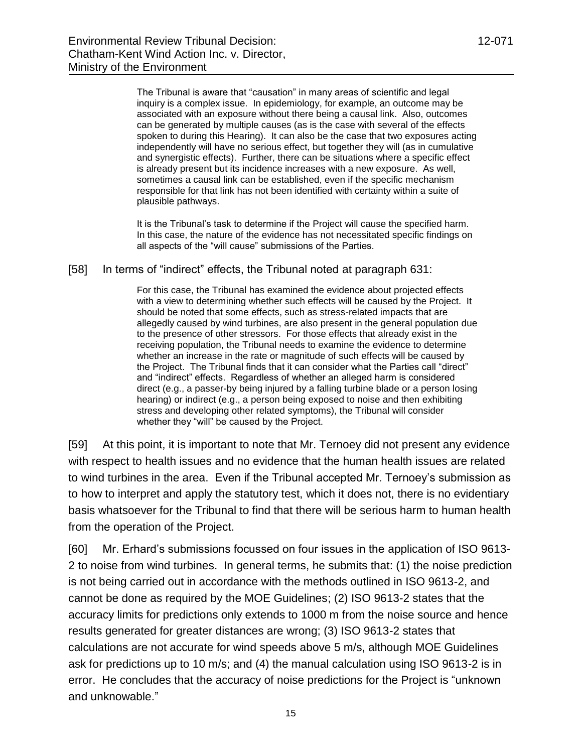> The Tribunal is aware that “causation” in many areas of scientific and legal inquiry is a complex issue. In epidemiology, for example, an outcome may be associated with an exposure without there being a causal link. Also, outcomes can be generated by multiple causes (as is the case with several of the effects spoken to during this Hearing). It can also be the case that two exposures acting independently will have no serious effect, but together they will (as in cumulative and synergistic effects). Further, there can be situations where a specific effect is already present but its incidence increases with a new exposure. As well, sometimes a causal link can be established, even if the specific mechanism responsible for that link has not been identified with certainty within a suite of plausible pathways.
>
> It is the Tribunal’s task to determine if the Project will cause the specified harm. In this case, the nature of the evidence has not necessitated specific findings on all aspects of the “will cause” submissions of the Parties.

[58] In terms of “indirect” effects, the Tribunal noted at paragraph 631:

> For this case, the Tribunal has examined the evidence about projected effects with a view to determining whether such effects will be caused by the Project. It should be noted that some effects, such as stress-related impacts that are allegedly caused by wind turbines, are also present in the general population due to the presence of other stressors. For those effects that already exist in the receiving population, the Tribunal needs to examine the evidence to determine whether an increase in the rate or magnitude of such effects will be caused by the Project. The Tribunal finds that it can consider what the Parties call “direct” and “indirect” effects. Regardless of whether an alleged harm is considered direct (e.g., a passer-by being injured by a falling turbine blade or a person losing hearing) or indirect (e.g., a person being exposed to noise and then exhibiting stress and developing other related symptoms), the Tribunal will consider whether they “will” be caused by the Project.

[59] At this point, it is important to note that Mr. Ternoey did not present any evidence with respect to health issues and no evidence that the human health issues are related to wind turbines in the area. Even if the Tribunal accepted Mr. Ternoey’s submission as to how to interpret and apply the statutory test, which it does not, there is no evidentiary basis whatsoever for the Tribunal to find that there will be serious harm to human health from the operation of the Project.

[60] Mr. Erhard’s submissions focussed on four issues in the application of ISO 9613-2 to noise from wind turbines. In general terms, he submits that: (1) the noise prediction is not being carried out in accordance with the methods outlined in ISO 9613-2, and cannot be done as required by the MOE Guidelines; (2) ISO 9613-2 states that the accuracy limits for predictions only extends to 1000 m from the noise source and hence results generated for greater distances are wrong; (3) ISO 9613-2 states that calculations are not accurate for wind speeds above 5 m/s, although MOE Guidelines ask for predictions up to 10 m/s; and (4) the manual calculation using ISO 9613-2 is in error. He concludes that the accuracy of noise predictions for the Project is “unknown and unknowable.”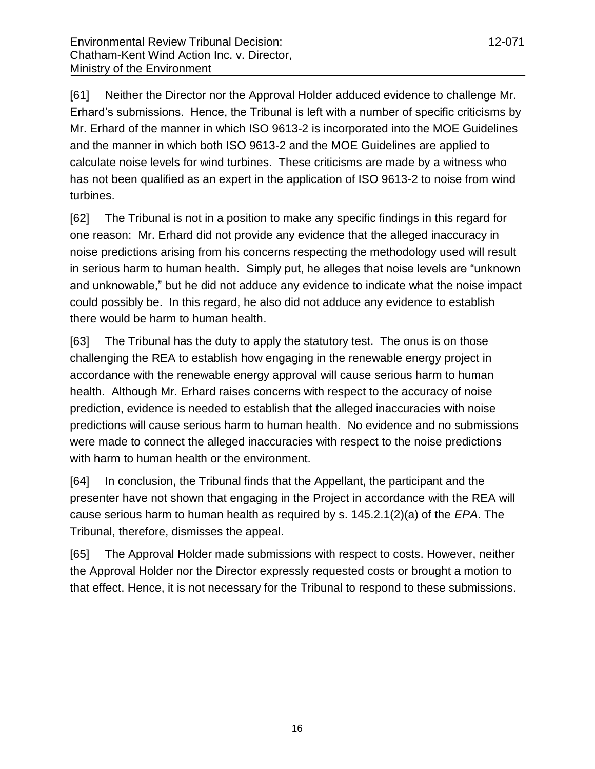[61] Neither the Director nor the Approval Holder adduced evidence to challenge Mr. Erhard's submissions. Hence, the Tribunal is left with a number of specific criticisms by Mr. Erhard of the manner in which ISO 9613-2 is incorporated into the MOE Guidelines and the manner in which both ISO 9613-2 and the MOE Guidelines are applied to calculate noise levels for wind turbines. These criticisms are made by a witness who has not been qualified as an expert in the application of ISO 9613-2 to noise from wind turbines.

[62] The Tribunal is not in a position to make any specific findings in this regard for one reason: Mr. Erhard did not provide any evidence that the alleged inaccuracy in noise predictions arising from his concerns respecting the methodology used will result in serious harm to human health. Simply put, he alleges that noise levels are "unknown and unknowable," but he did not adduce any evidence to indicate what the noise impact could possibly be. In this regard, he also did not adduce any evidence to establish there would be harm to human health.

[63] The Tribunal has the duty to apply the statutory test. The onus is on those challenging the REA to establish how engaging in the renewable energy project in accordance with the renewable energy approval will cause serious harm to human health. Although Mr. Erhard raises concerns with respect to the accuracy of noise prediction, evidence is needed to establish that the alleged inaccuracies with noise predictions will cause serious harm to human health. No evidence and no submissions were made to connect the alleged inaccuracies with respect to the noise predictions with harm to human health or the environment.

[64] In conclusion, the Tribunal finds that the Appellant, the participant and the presenter have not shown that engaging in the Project in accordance with the REA will cause serious harm to human health as required by s. 145.2.1(2)(a) of the *EPA*. The Tribunal, therefore, dismisses the appeal.

[65] The Approval Holder made submissions with respect to costs. However, neither the Approval Holder nor the Director expressly requested costs or brought a motion to that effect. Hence, it is not necessary for the Tribunal to respond to these submissions.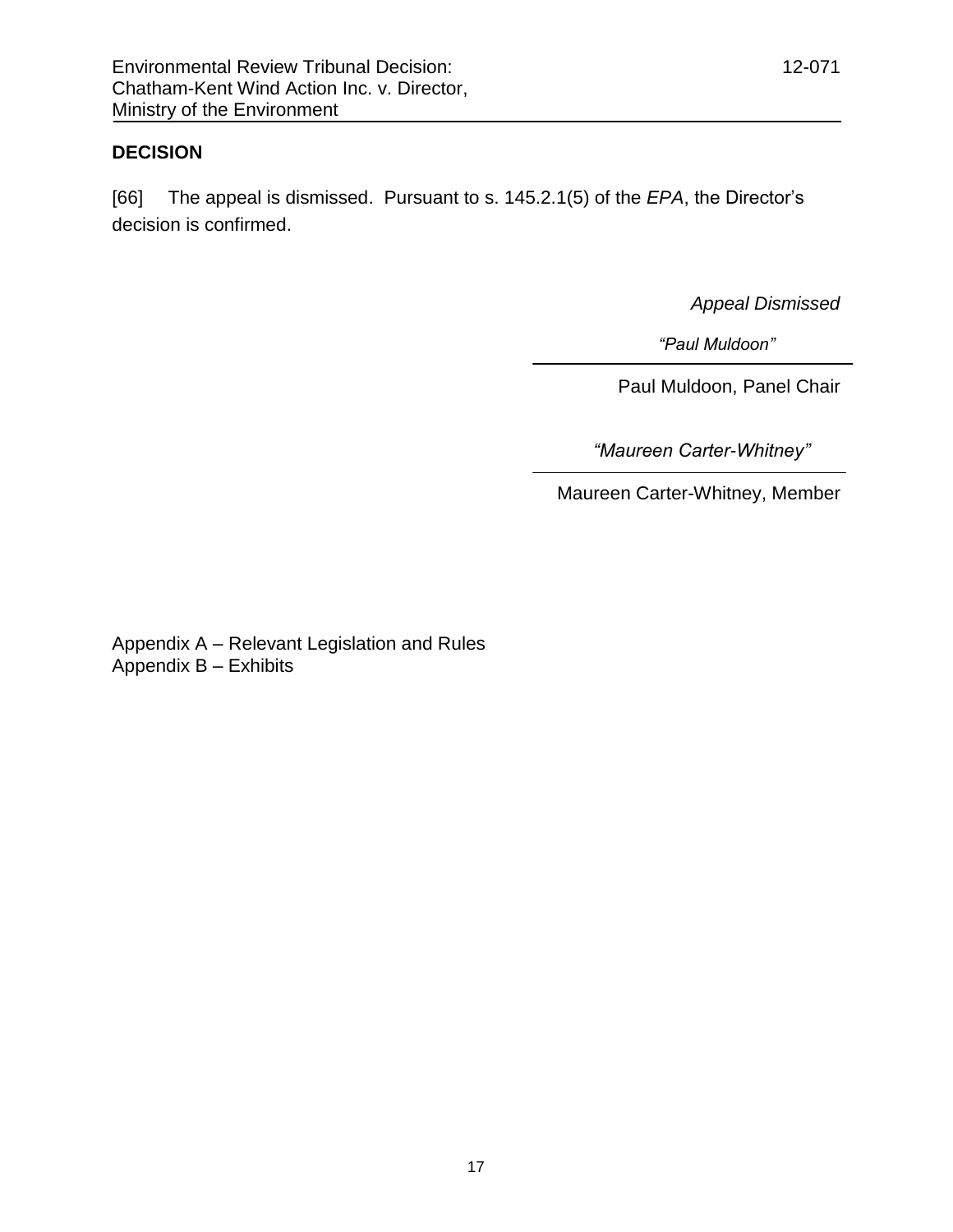## DECISION

[66] The appeal is dismissed. Pursuant to s. 145.2.1(5) of the *EPA*, the Director's decision is confirmed.

*Appeal Dismissed*

*"Paul Muldoon"*

Paul Muldoon, Panel Chair

*"Maureen Carter-Whitney"*

Maureen Carter-Whitney, Member

Appendix A – Relevant Legislation and Rules
Appendix B – Exhibits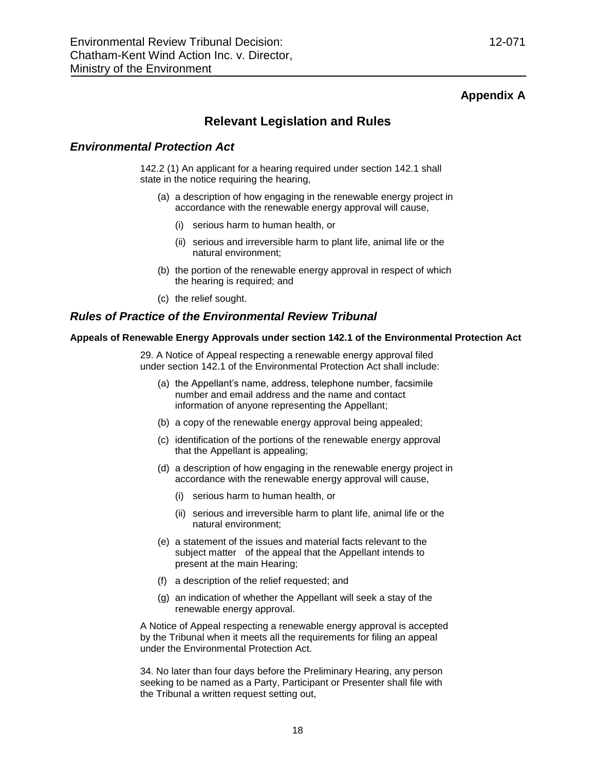## Appendix A

# Relevant Legislation and Rules

### *Environmental Protection Act*

142.2 (1) An applicant for a hearing required under section 142.1 shall state in the notice requiring the hearing,

- (a) a description of how engaging in the renewable energy project in accordance with the renewable energy approval will cause,
  - (i) serious harm to human health, or
  - (ii) serious and irreversible harm to plant life, animal life or the natural environment;
- (b) the portion of the renewable energy approval in respect of which the hearing is required; and
- (c) the relief sought.

### *Rules of Practice of the Environmental Review Tribunal*

**Appeals of Renewable Energy Approvals under section 142.1 of the Environmental Protection Act**

29. A Notice of Appeal respecting a renewable energy approval filed under section 142.1 of the Environmental Protection Act shall include:

- (a) the Appellant's name, address, telephone number, facsimile number and email address and the name and contact information of anyone representing the Appellant;
- (b) a copy of the renewable energy approval being appealed;
- (c) identification of the portions of the renewable energy approval that the Appellant is appealing;
- (d) a description of how engaging in the renewable energy project in accordance with the renewable energy approval will cause,
  - (i) serious harm to human health, or
  - (ii) serious and irreversible harm to plant life, animal life or the natural environment;
- (e) a statement of the issues and material facts relevant to the subject matter of the appeal that the Appellant intends to present at the main Hearing;
- (f) a description of the relief requested; and
- (g) an indication of whether the Appellant will seek a stay of the renewable energy approval.

A Notice of Appeal respecting a renewable energy approval is accepted by the Tribunal when it meets all the requirements for filing an appeal under the Environmental Protection Act.

34. No later than four days before the Preliminary Hearing, any person seeking to be named as a Party, Participant or Presenter shall file with the Tribunal a written request setting out,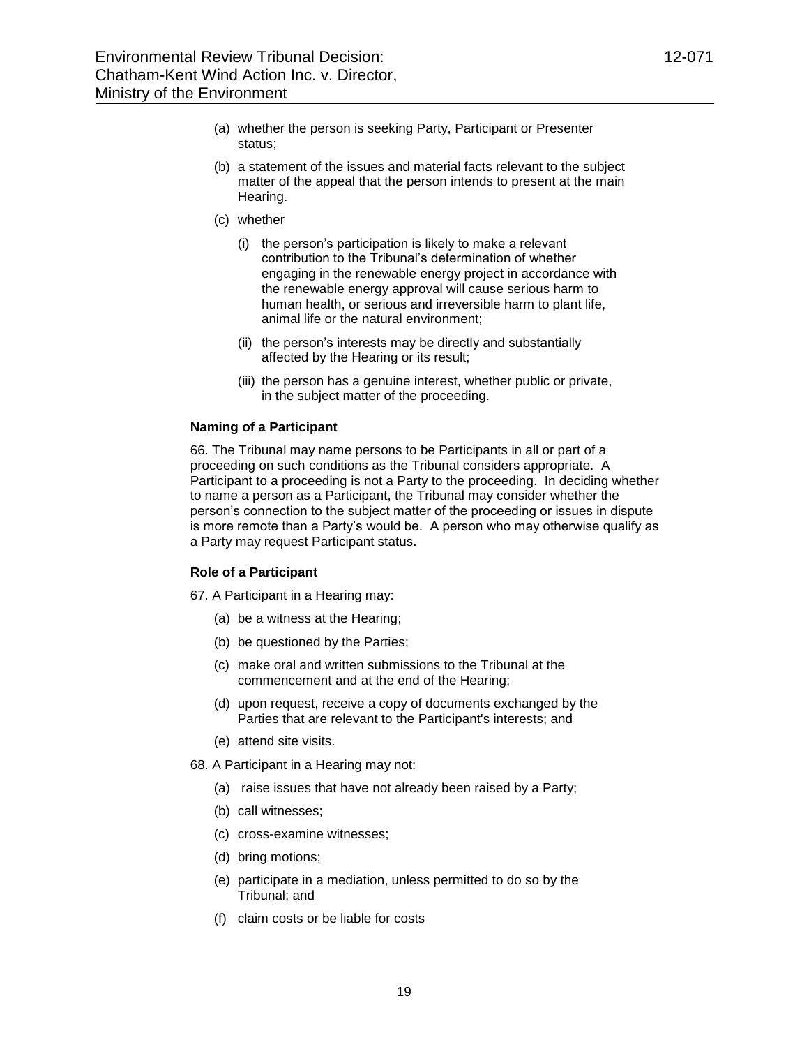(a) whether the person is seeking Party, Participant or Presenter status;

(b) a statement of the issues and material facts relevant to the subject matter of the appeal that the person intends to present at the main Hearing.

(c) whether

   (i) the person's participation is likely to make a relevant contribution to the Tribunal's determination of whether engaging in the renewable energy project in accordance with the renewable energy approval will cause serious harm to human health, or serious and irreversible harm to plant life, animal life or the natural environment;

   (ii) the person's interests may be directly and substantially affected by the Hearing or its result;

   (iii) the person has a genuine interest, whether public or private, in the subject matter of the proceeding.

**Naming of a Participant**

66. The Tribunal may name persons to be Participants in all or part of a proceeding on such conditions as the Tribunal considers appropriate. A Participant to a proceeding is not a Party to the proceeding. In deciding whether to name a person as a Participant, the Tribunal may consider whether the person's connection to the subject matter of the proceeding or issues in dispute is more remote than a Party's would be. A person who may otherwise qualify as a Party may request Participant status.

**Role of a Participant**

67. A Participant in a Hearing may:

(a) be a witness at the Hearing;

(b) be questioned by the Parties;

(c) make oral and written submissions to the Tribunal at the commencement and at the end of the Hearing;

(d) upon request, receive a copy of documents exchanged by the Parties that are relevant to the Participant's interests; and

(e) attend site visits.

68. A Participant in a Hearing may not:

(a) raise issues that have not already been raised by a Party;

(b) call witnesses;

(c) cross-examine witnesses;

(d) bring motions;

(e) participate in a mediation, unless permitted to do so by the Tribunal; and

(f) claim costs or be liable for costs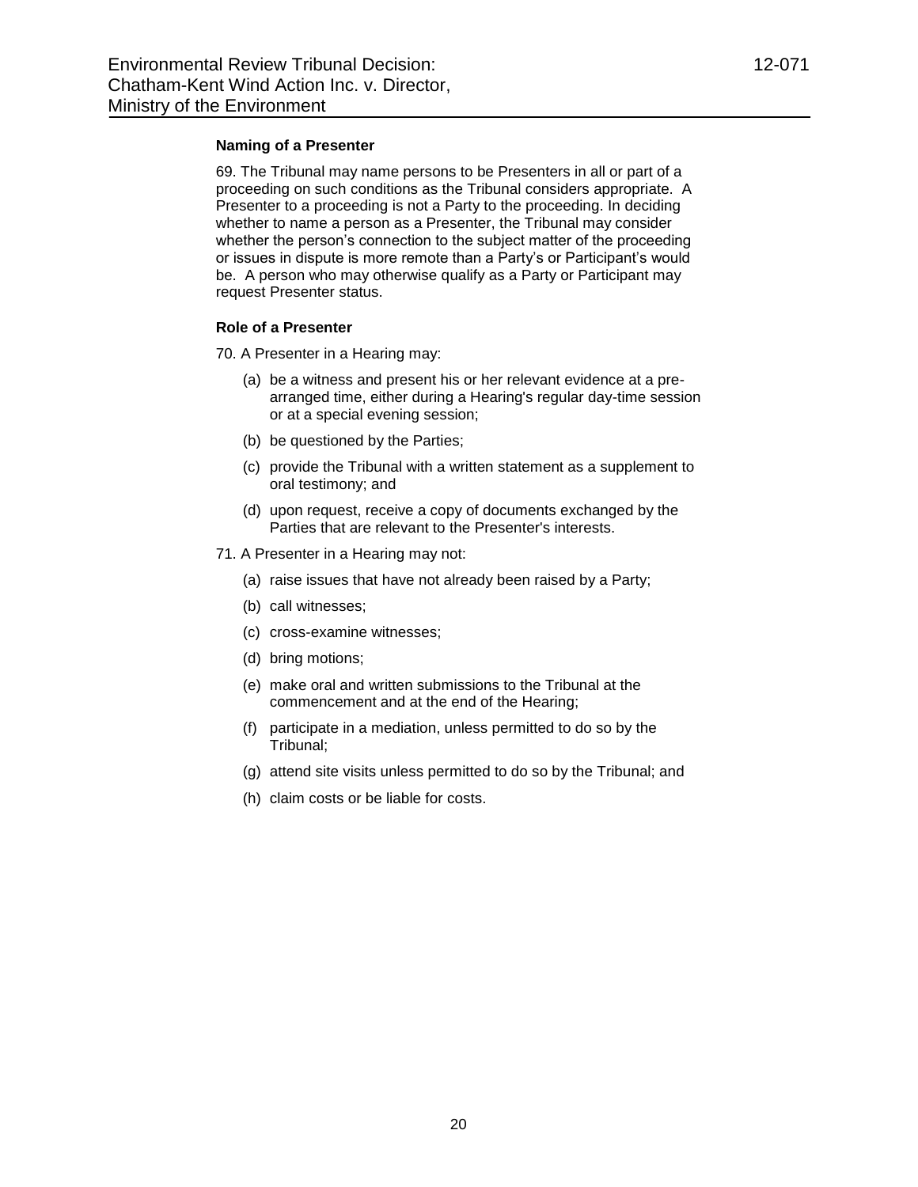**Naming of a Presenter**

69. The Tribunal may name persons to be Presenters in all or part of a proceeding on such conditions as the Tribunal considers appropriate. A Presenter to a proceeding is not a Party to the proceeding. In deciding whether to name a person as a Presenter, the Tribunal may consider whether the person's connection to the subject matter of the proceeding or issues in dispute is more remote than a Party's or Participant's would be. A person who may otherwise qualify as a Party or Participant may request Presenter status.

**Role of a Presenter**

70. A Presenter in a Hearing may:

(a) be a witness and present his or her relevant evidence at a pre-arranged time, either during a Hearing's regular day-time session or at a special evening session;

(b) be questioned by the Parties;

(c) provide the Tribunal with a written statement as a supplement to oral testimony; and

(d) upon request, receive a copy of documents exchanged by the Parties that are relevant to the Presenter's interests.

71. A Presenter in a Hearing may not:

(a) raise issues that have not already been raised by a Party;

(b) call witnesses;

(c) cross-examine witnesses;

(d) bring motions;

(e) make oral and written submissions to the Tribunal at the commencement and at the end of the Hearing;

(f) participate in a mediation, unless permitted to do so by the Tribunal;

(g) attend site visits unless permitted to do so by the Tribunal; and

(h) claim costs or be liable for costs.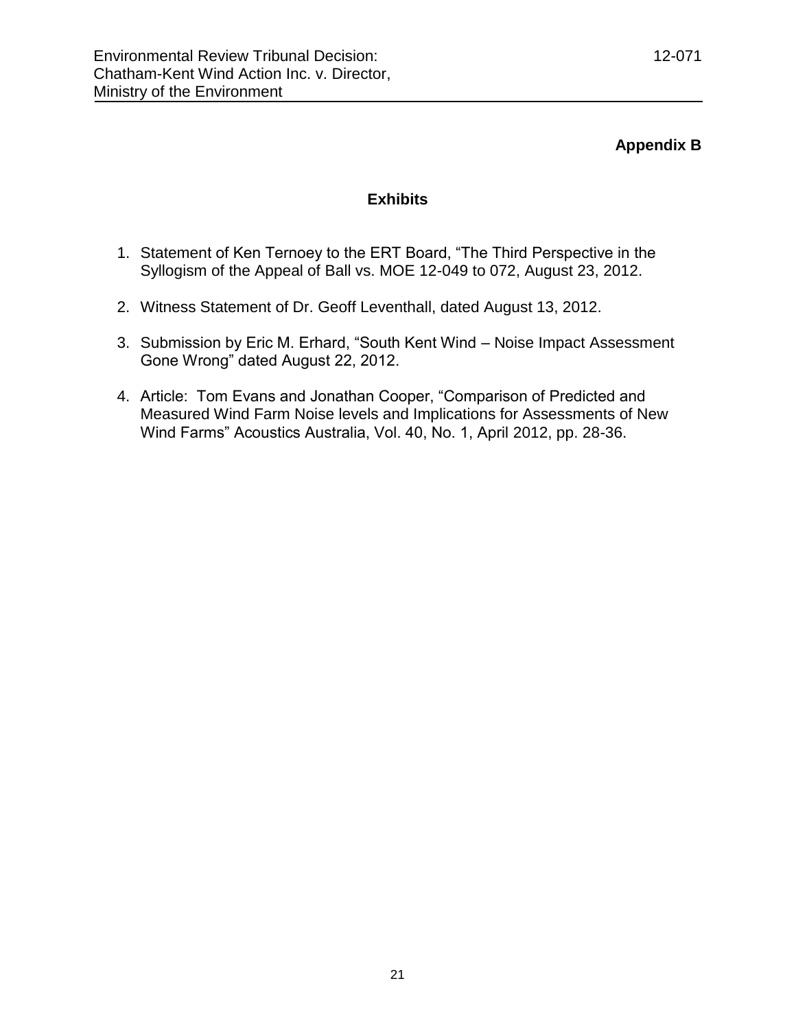**Appendix B**

## Exhibits

1. Statement of Ken Ternoey to the ERT Board, “The Third Perspective in the Syllogism of the Appeal of Ball vs. MOE 12-049 to 072, August 23, 2012.

2. Witness Statement of Dr. Geoff Leventhall, dated August 13, 2012.

3. Submission by Eric M. Erhard, “South Kent Wind – Noise Impact Assessment Gone Wrong” dated August 22, 2012.

4. Article: Tom Evans and Jonathan Cooper, “Comparison of Predicted and Measured Wind Farm Noise levels and Implications for Assessments of New Wind Farms” Acoustics Australia, Vol. 40, No. 1, April 2012, pp. 28-36.